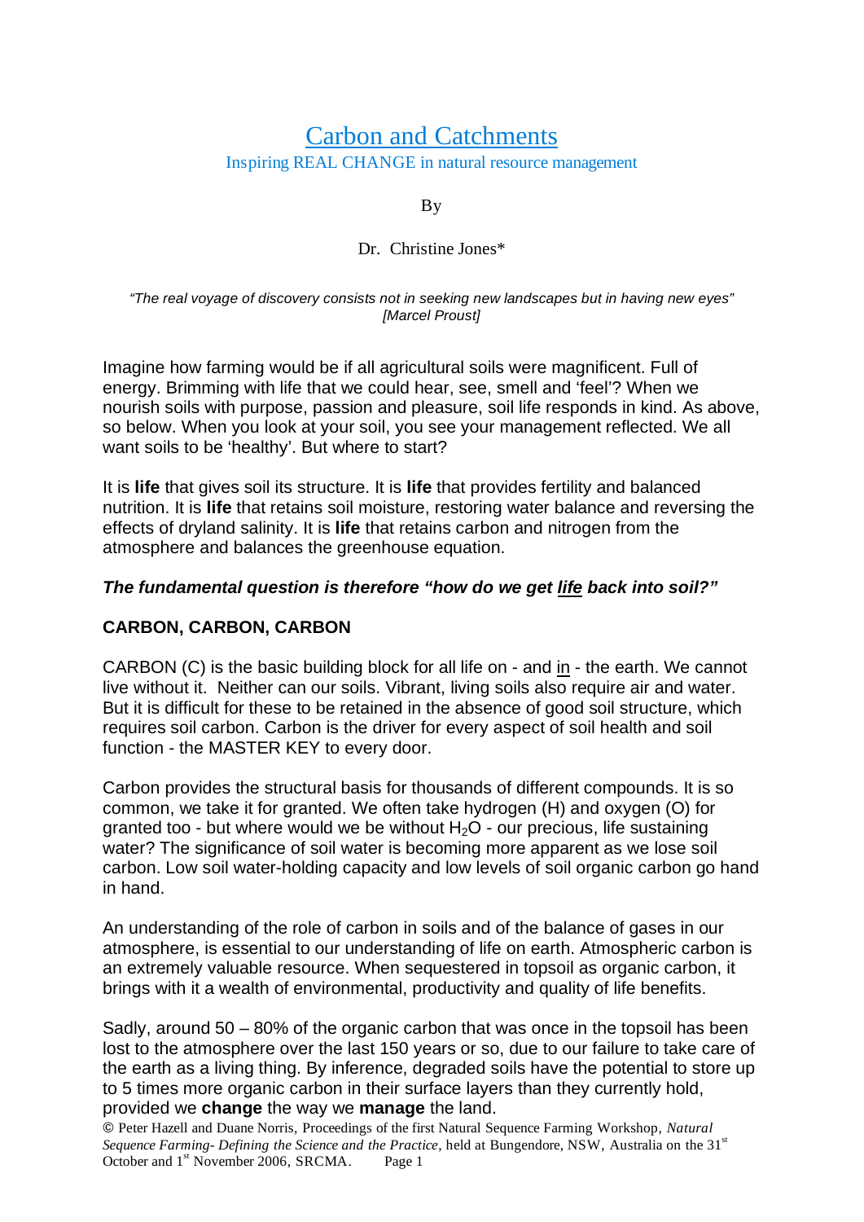# Carbon and Catchments

Inspiring REAL CHANGE in natural resource management

By

Dr. Christine Jones*

*"The real voyage of discovery consists not in seeking new landscapes but in having new eyes" [Marcel Proust]*

Imagine how farming would be if all agricultural soils were magnificent. Full of energy. Brimming with life that we could hear, see, smell and 'feel'? When we nourish soils with purpose, passion and pleasure, soil life responds in kind. As above, so below. When you look at your soil, you see your management reflected. We all want soils to be 'healthy'. But where to start?

It is **life** that gives soil its structure. It is **life** that provides fertility and balanced nutrition. It is **life** that retains soil moisture, restoring water balance and reversing the effects of dryland salinity. It is **life** that retains carbon and nitrogen from the atmosphere and balances the greenhouse equation.

***The fundamental question is therefore "how do we get life back into soil?"***

## CARBON, CARBON, CARBON

CARBON (C) is the basic building block for all life on - and in - the earth. We cannot live without it. Neither can our soils. Vibrant, living soils also require air and water. But it is difficult for these to be retained in the absence of good soil structure, which requires soil carbon. Carbon is the driver for every aspect of soil health and soil function - the MASTER KEY to every door.

Carbon provides the structural basis for thousands of different compounds. It is so common, we take it for granted. We often take hydrogen (H) and oxygen (O) for granted too - but where would we be without $H_2O$ - our precious, life sustaining water? The significance of soil water is becoming more apparent as we lose soil carbon. Low soil water-holding capacity and low levels of soil organic carbon go hand in hand.

An understanding of the role of carbon in soils and of the balance of gases in our atmosphere, is essential to our understanding of life on earth. Atmospheric carbon is an extremely valuable resource. When sequestered in topsoil as organic carbon, it brings with it a wealth of environmental, productivity and quality of life benefits.

Sadly, around 50 – 80% of the organic carbon that was once in the topsoil has been lost to the atmosphere over the last 150 years or so, due to our failure to take care of the earth as a living thing. By inference, degraded soils have the potential to store up to 5 times more organic carbon in their surface layers than they currently hold, provided we **change** the way we **manage** the land.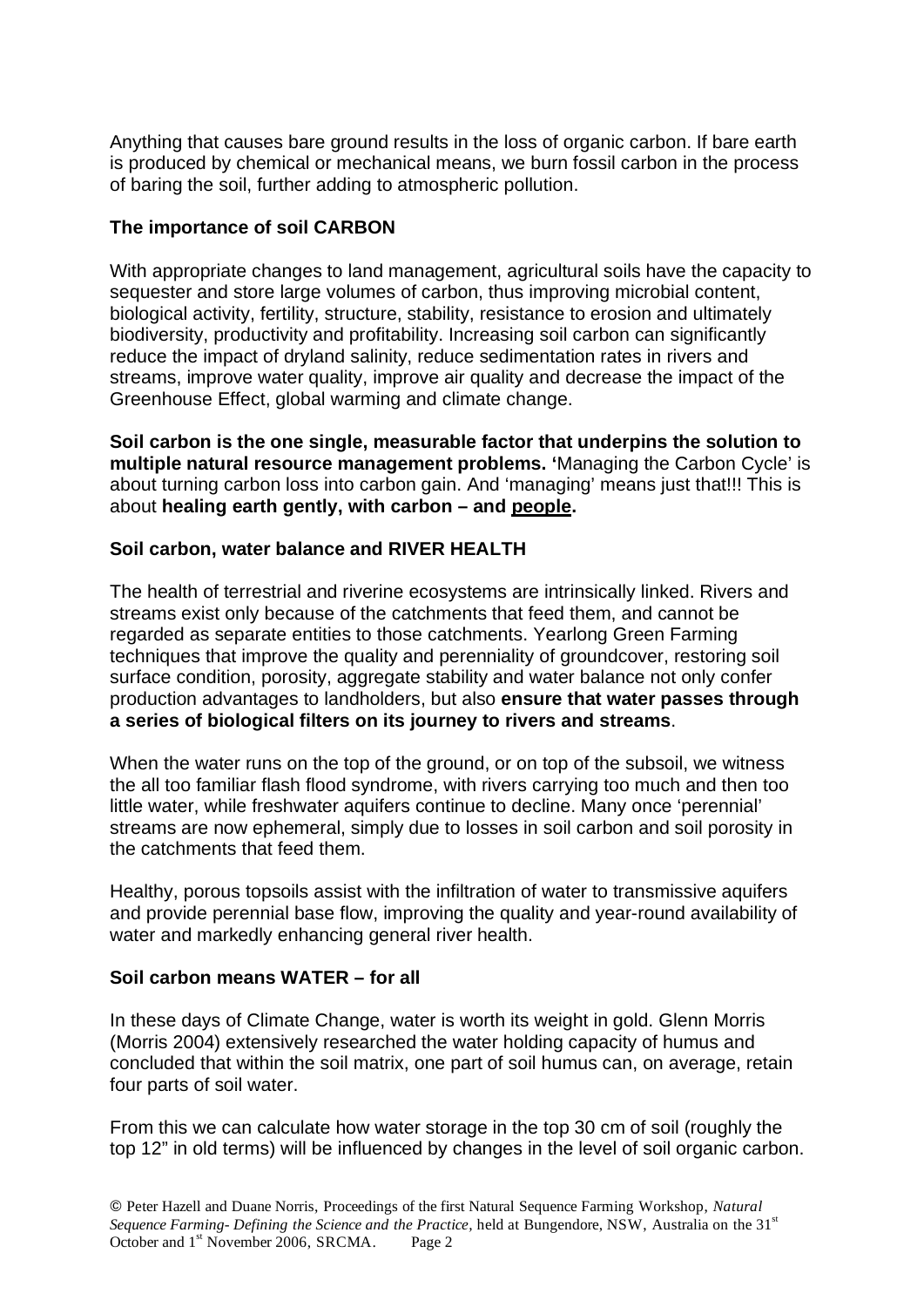Anything that causes bare ground results in the loss of organic carbon. If bare earth is produced by chemical or mechanical means, we burn fossil carbon in the process of baring the soil, further adding to atmospheric pollution.

### The importance of soil CARBON

With appropriate changes to land management, agricultural soils have the capacity to sequester and store large volumes of carbon, thus improving microbial content, biological activity, fertility, structure, stability, resistance to erosion and ultimately biodiversity, productivity and profitability. Increasing soil carbon can significantly reduce the impact of dryland salinity, reduce sedimentation rates in rivers and streams, improve water quality, improve air quality and decrease the impact of the Greenhouse Effect, global warming and climate change.

**Soil carbon is the one single, measurable factor that underpins the solution to multiple natural resource management problems.** 'Managing the Carbon Cycle' is about turning carbon loss into carbon gain. And 'managing' means just that!!! This is about **healing earth gently, with carbon – and <u>people</u>.**

### Soil carbon, water balance and RIVER HEALTH

The health of terrestrial and riverine ecosystems are intrinsically linked. Rivers and streams exist only because of the catchments that feed them, and cannot be regarded as separate entities to those catchments. Yearlong Green Farming techniques that improve the quality and perenniality of groundcover, restoring soil surface condition, porosity, aggregate stability and water balance not only confer production advantages to landholders, but also **ensure that water passes through a series of biological filters on its journey to rivers and streams**.

When the water runs on the top of the ground, or on top of the subsoil, we witness the all too familiar flash flood syndrome, with rivers carrying too much and then too little water, while freshwater aquifers continue to decline. Many once 'perennial' streams are now ephemeral, simply due to losses in soil carbon and soil porosity in the catchments that feed them.

Healthy, porous topsoils assist with the infiltration of water to transmissive aquifers and provide perennial base flow, improving the quality and year-round availability of water and markedly enhancing general river health.

### Soil carbon means WATER – for all

In these days of Climate Change, water is worth its weight in gold. Glenn Morris (Morris 2004) extensively researched the water holding capacity of humus and concluded that within the soil matrix, one part of soil humus can, on average, retain four parts of soil water.

From this we can calculate how water storage in the top 30 cm of soil (roughly the top 12" in old terms) will be influenced by changes in the level of soil organic carbon.

© Peter Hazell and Duane Norris, Proceedings of the first Natural Sequence Farming Workshop, *Natural Sequence Farming- Defining the Science and the Practice*, held at Bungendore, NSW, Australia on the 31st October and 1st November 2006, SRCMA.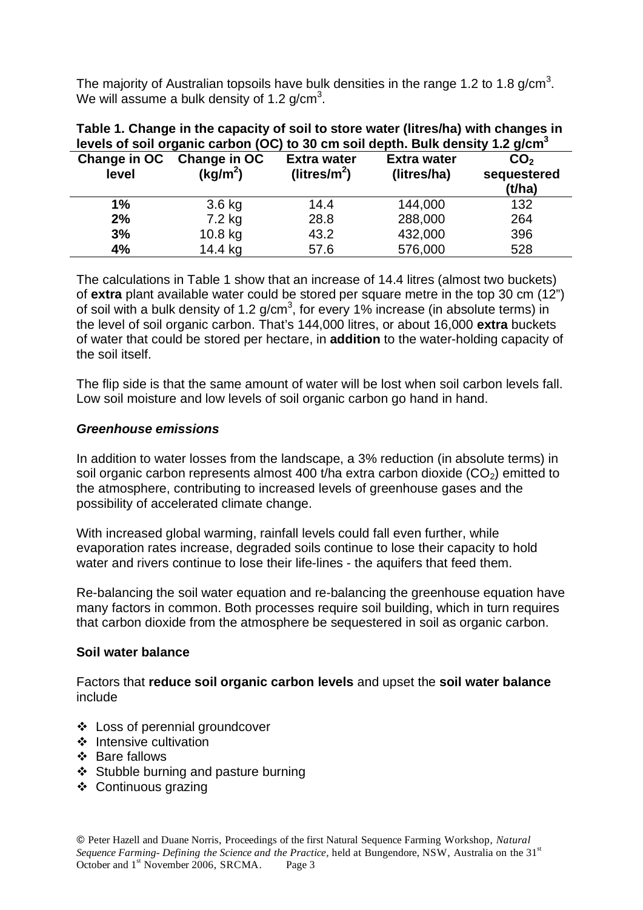The majority of Australian topsoils have bulk densities in the range 1.2 to 1.8 g/cm$^3$. We will assume a bulk density of 1.2 g/cm$^3$.

**Table 1. Change in the capacity of soil to store water (litres/ha) with changes in levels of soil organic carbon (OC) to 30 cm soil depth. Bulk density 1.2 g/cm$^3$**

| Change in OC level | Change in OC (kg/m$^2$) | Extra water (litres/m$^2$) | Extra water (litres/ha) | $CO_2$ sequestered (t/ha) |
|---|---|---|---|---|
| **1%** | 3.6 kg | 14.4 | 144,000 | 132 |
| **2%** | 7.2 kg | 28.8 | 288,000 | 264 |
| **3%** | 10.8 kg | 43.2 | 432,000 | 396 |
| **4%** | 14.4 kg | 57.6 | 576,000 | 528 |

The calculations in Table 1 show that an increase of 14.4 litres (almost two buckets) of **extra** plant available water could be stored per square metre in the top 30 cm (12") of soil with a bulk density of 1.2 g/cm$^3$, for every 1% increase (in absolute terms) in the level of soil organic carbon. That's 144,000 litres, or about 16,000 **extra** buckets of water that could be stored per hectare, in **addition** to the water-holding capacity of the soil itself.

The flip side is that the same amount of water will be lost when soil carbon levels fall. Low soil moisture and low levels of soil organic carbon go hand in hand.

### *Greenhouse emissions*

In addition to water losses from the landscape, a 3% reduction (in absolute terms) in soil organic carbon represents almost 400 t/ha extra carbon dioxide ($CO_2$) emitted to the atmosphere, contributing to increased levels of greenhouse gases and the possibility of accelerated climate change.

With increased global warming, rainfall levels could fall even further, while evaporation rates increase, degraded soils continue to lose their capacity to hold water and rivers continue to lose their life-lines - the aquifers that feed them.

Re-balancing the soil water equation and re-balancing the greenhouse equation have many factors in common. Both processes require soil building, which in turn requires that carbon dioxide from the atmosphere be sequestered in soil as organic carbon.

### Soil water balance

Factors that **reduce soil organic carbon levels** and upset the **soil water balance** include

- Loss of perennial groundcover
- Intensive cultivation
- Bare fallows
- Stubble burning and pasture burning
- Continuous grazing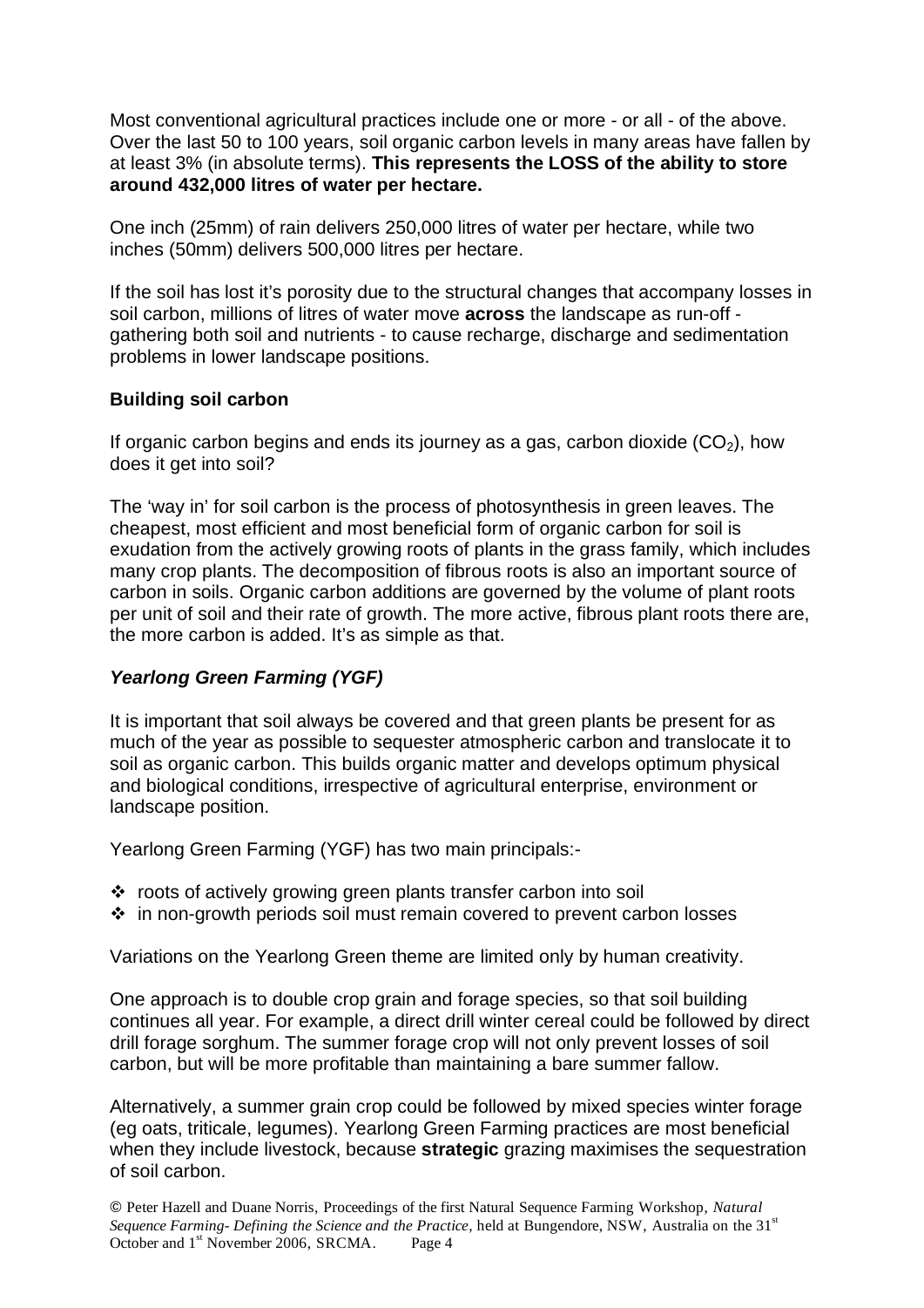Most conventional agricultural practices include one or more - or all - of the above. Over the last 50 to 100 years, soil organic carbon levels in many areas have fallen by at least 3% (in absolute terms). **This represents the LOSS of the ability to store around 432,000 litres of water per hectare.**

One inch (25mm) of rain delivers 250,000 litres of water per hectare, while two inches (50mm) delivers 500,000 litres per hectare.

If the soil has lost it's porosity due to the structural changes that accompany losses in soil carbon, millions of litres of water move **across** the landscape as run-off - gathering both soil and nutrients - to cause recharge, discharge and sedimentation problems in lower landscape positions.

### Building soil carbon

If organic carbon begins and ends its journey as a gas, carbon dioxide ($CO_2$), how does it get into soil?

The 'way in' for soil carbon is the process of photosynthesis in green leaves. The cheapest, most efficient and most beneficial form of organic carbon for soil is exudation from the actively growing roots of plants in the grass family, which includes many crop plants. The decomposition of fibrous roots is also an important source of carbon in soils. Organic carbon additions are governed by the volume of plant roots per unit of soil and their rate of growth. The more active, fibrous plant roots there are, the more carbon is added. It's as simple as that.

### *Yearlong Green Farming (YGF)*

It is important that soil always be covered and that green plants be present for as much of the year as possible to sequester atmospheric carbon and translocate it to soil as organic carbon. This builds organic matter and develops optimum physical and biological conditions, irrespective of agricultural enterprise, environment or landscape position.

Yearlong Green Farming (YGF) has two main principals:-

- roots of actively growing green plants transfer carbon into soil
- in non-growth periods soil must remain covered to prevent carbon losses

Variations on the Yearlong Green theme are limited only by human creativity.

One approach is to double crop grain and forage species, so that soil building continues all year. For example, a direct drill winter cereal could be followed by direct drill forage sorghum. The summer forage crop will not only prevent losses of soil carbon, but will be more profitable than maintaining a bare summer fallow.

Alternatively, a summer grain crop could be followed by mixed species winter forage (eg oats, triticale, legumes). Yearlong Green Farming practices are most beneficial when they include livestock, because **strategic** grazing maximises the sequestration of soil carbon.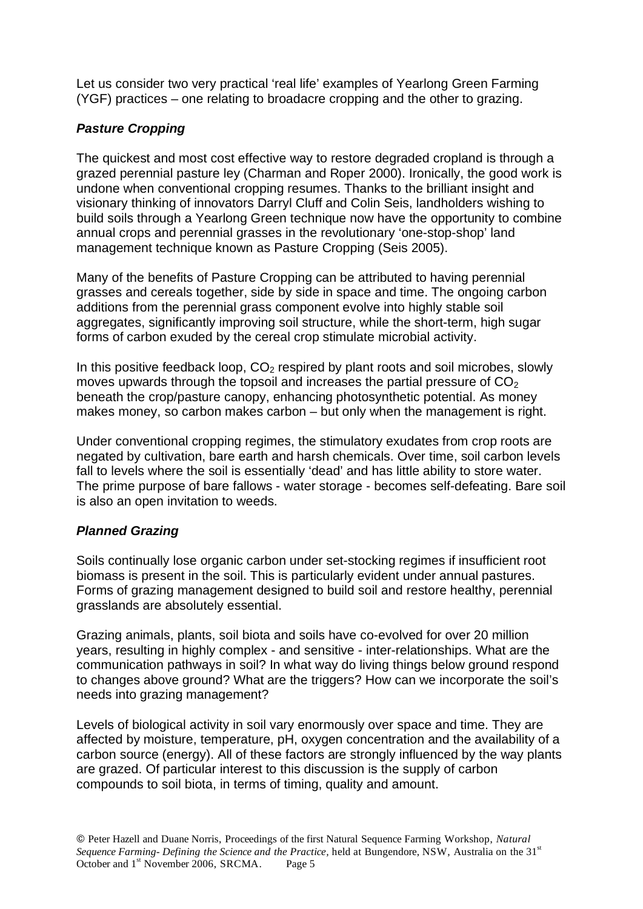Let us consider two very practical 'real life' examples of Yearlong Green Farming (YGF) practices – one relating to broadacre cropping and the other to grazing.

### *Pasture Cropping*

The quickest and most cost effective way to restore degraded cropland is through a grazed perennial pasture ley (Charman and Roper 2000). Ironically, the good work is undone when conventional cropping resumes. Thanks to the brilliant insight and visionary thinking of innovators Darryl Cluff and Colin Seis, landholders wishing to build soils through a Yearlong Green technique now have the opportunity to combine annual crops and perennial grasses in the revolutionary 'one-stop-shop' land management technique known as Pasture Cropping (Seis 2005).

Many of the benefits of Pasture Cropping can be attributed to having perennial grasses and cereals together, side by side in space and time. The ongoing carbon additions from the perennial grass component evolve into highly stable soil aggregates, significantly improving soil structure, while the short-term, high sugar forms of carbon exuded by the cereal crop stimulate microbial activity.

In this positive feedback loop, $CO_2$ respired by plant roots and soil microbes, slowly moves upwards through the topsoil and increases the partial pressure of $CO_2$ beneath the crop/pasture canopy, enhancing photosynthetic potential. As money makes money, so carbon makes carbon – but only when the management is right.

Under conventional cropping regimes, the stimulatory exudates from crop roots are negated by cultivation, bare earth and harsh chemicals. Over time, soil carbon levels fall to levels where the soil is essentially 'dead' and has little ability to store water. The prime purpose of bare fallows - water storage - becomes self-defeating. Bare soil is also an open invitation to weeds.

### *Planned Grazing*

Soils continually lose organic carbon under set-stocking regimes if insufficient root biomass is present in the soil. This is particularly evident under annual pastures. Forms of grazing management designed to build soil and restore healthy, perennial grasslands are absolutely essential.

Grazing animals, plants, soil biota and soils have co-evolved for over 20 million years, resulting in highly complex - and sensitive - inter-relationships. What are the communication pathways in soil? In what way do living things below ground respond to changes above ground? What are the triggers? How can we incorporate the soil's needs into grazing management?

Levels of biological activity in soil vary enormously over space and time. They are affected by moisture, temperature, pH, oxygen concentration and the availability of a carbon source (energy). All of these factors are strongly influenced by the way plants are grazed. Of particular interest to this discussion is the supply of carbon compounds to soil biota, in terms of timing, quality and amount.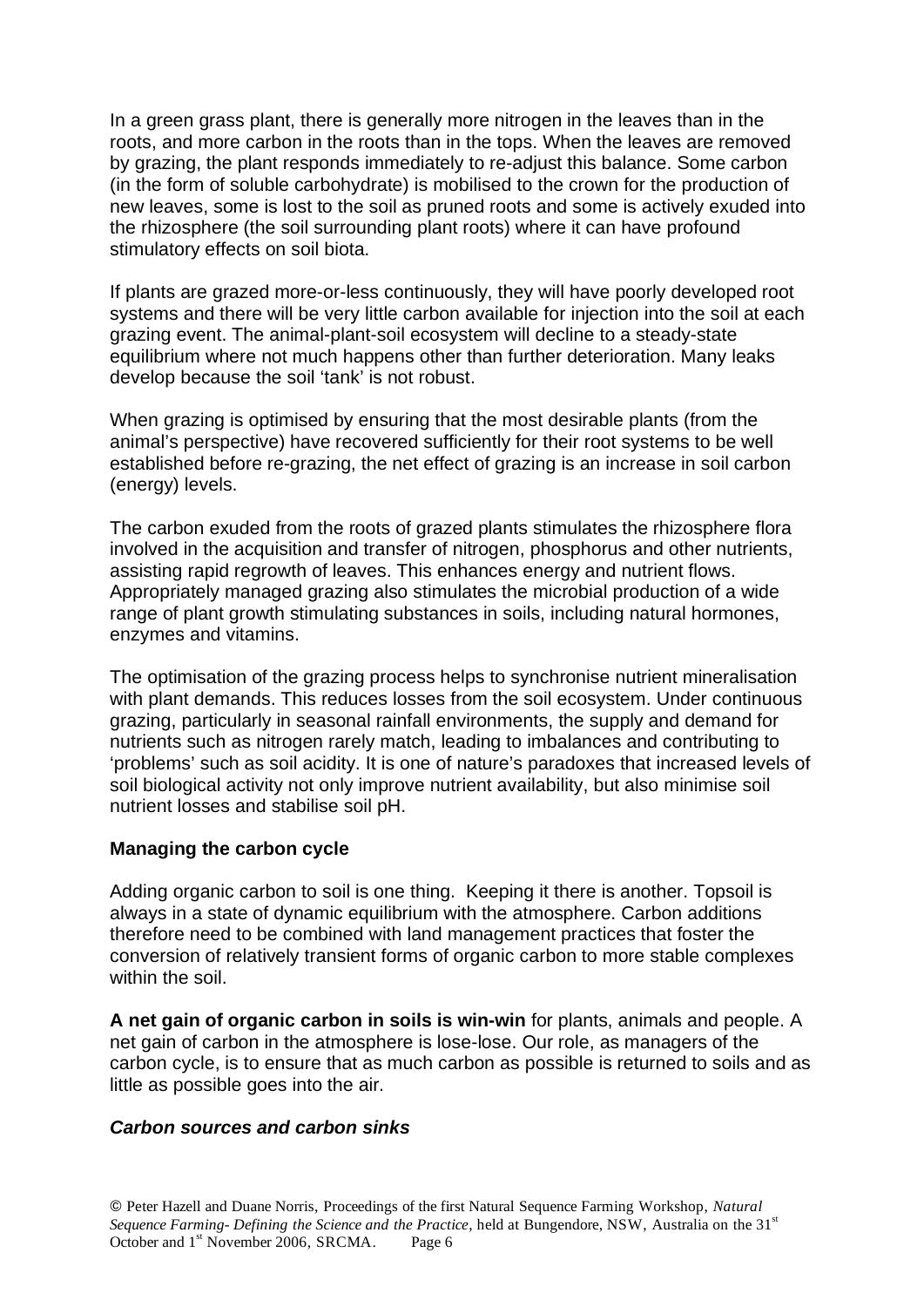In a green grass plant, there is generally more nitrogen in the leaves than in the roots, and more carbon in the roots than in the tops. When the leaves are removed by grazing, the plant responds immediately to re-adjust this balance. Some carbon (in the form of soluble carbohydrate) is mobilised to the crown for the production of new leaves, some is lost to the soil as pruned roots and some is actively exuded into the rhizosphere (the soil surrounding plant roots) where it can have profound stimulatory effects on soil biota.

If plants are grazed more-or-less continuously, they will have poorly developed root systems and there will be very little carbon available for injection into the soil at each grazing event. The animal-plant-soil ecosystem will decline to a steady-state equilibrium where not much happens other than further deterioration. Many leaks develop because the soil 'tank' is not robust.

When grazing is optimised by ensuring that the most desirable plants (from the animal's perspective) have recovered sufficiently for their root systems to be well established before re-grazing, the net effect of grazing is an increase in soil carbon (energy) levels.

The carbon exuded from the roots of grazed plants stimulates the rhizosphere flora involved in the acquisition and transfer of nitrogen, phosphorus and other nutrients, assisting rapid regrowth of leaves. This enhances energy and nutrient flows. Appropriately managed grazing also stimulates the microbial production of a wide range of plant growth stimulating substances in soils, including natural hormones, enzymes and vitamins.

The optimisation of the grazing process helps to synchronise nutrient mineralisation with plant demands. This reduces losses from the soil ecosystem. Under continuous grazing, particularly in seasonal rainfall environments, the supply and demand for nutrients such as nitrogen rarely match, leading to imbalances and contributing to 'problems' such as soil acidity. It is one of nature's paradoxes that increased levels of soil biological activity not only improve nutrient availability, but also minimise soil nutrient losses and stabilise soil pH.

### Managing the carbon cycle

Adding organic carbon to soil is one thing. Keeping it there is another. Topsoil is always in a state of dynamic equilibrium with the atmosphere. Carbon additions therefore need to be combined with land management practices that foster the conversion of relatively transient forms of organic carbon to more stable complexes within the soil.

**A net gain of organic carbon in soils is win-win** for plants, animals and people. A net gain of carbon in the atmosphere is lose-lose. Our role, as managers of the carbon cycle, is to ensure that as much carbon as possible is returned to soils and as little as possible goes into the air.

#### ***Carbon sources and carbon sinks***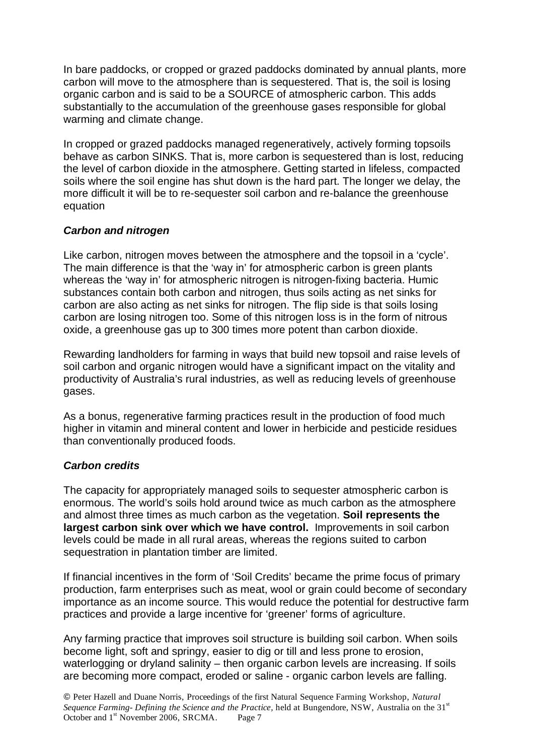In bare paddocks, or cropped or grazed paddocks dominated by annual plants, more carbon will move to the atmosphere than is sequestered. That is, the soil is losing organic carbon and is said to be a SOURCE of atmospheric carbon. This adds substantially to the accumulation of the greenhouse gases responsible for global warming and climate change.

In cropped or grazed paddocks managed regeneratively, actively forming topsoils behave as carbon SINKS. That is, more carbon is sequestered than is lost, reducing the level of carbon dioxide in the atmosphere. Getting started in lifeless, compacted soils where the soil engine has shut down is the hard part. The longer we delay, the more difficult it will be to re-sequester soil carbon and re-balance the greenhouse equation

### *Carbon and nitrogen*

Like carbon, nitrogen moves between the atmosphere and the topsoil in a 'cycle'. The main difference is that the 'way in' for atmospheric carbon is green plants whereas the 'way in' for atmospheric nitrogen is nitrogen-fixing bacteria. Humic substances contain both carbon and nitrogen, thus soils acting as net sinks for carbon are also acting as net sinks for nitrogen. The flip side is that soils losing carbon are losing nitrogen too. Some of this nitrogen loss is in the form of nitrous oxide, a greenhouse gas up to 300 times more potent than carbon dioxide.

Rewarding landholders for farming in ways that build new topsoil and raise levels of soil carbon and organic nitrogen would have a significant impact on the vitality and productivity of Australia's rural industries, as well as reducing levels of greenhouse gases.

As a bonus, regenerative farming practices result in the production of food much higher in vitamin and mineral content and lower in herbicide and pesticide residues than conventionally produced foods.

### *Carbon credits*

The capacity for appropriately managed soils to sequester atmospheric carbon is enormous. The world's soils hold around twice as much carbon as the atmosphere and almost three times as much carbon as the vegetation. **Soil represents the largest carbon sink over which we have control.** Improvements in soil carbon levels could be made in all rural areas, whereas the regions suited to carbon sequestration in plantation timber are limited.

If financial incentives in the form of 'Soil Credits' became the prime focus of primary production, farm enterprises such as meat, wool or grain could become of secondary importance as an income source. This would reduce the potential for destructive farm practices and provide a large incentive for 'greener' forms of agriculture.

Any farming practice that improves soil structure is building soil carbon. When soils become light, soft and springy, easier to dig or till and less prone to erosion, waterlogging or dryland salinity – then organic carbon levels are increasing. If soils are becoming more compact, eroded or saline - organic carbon levels are falling.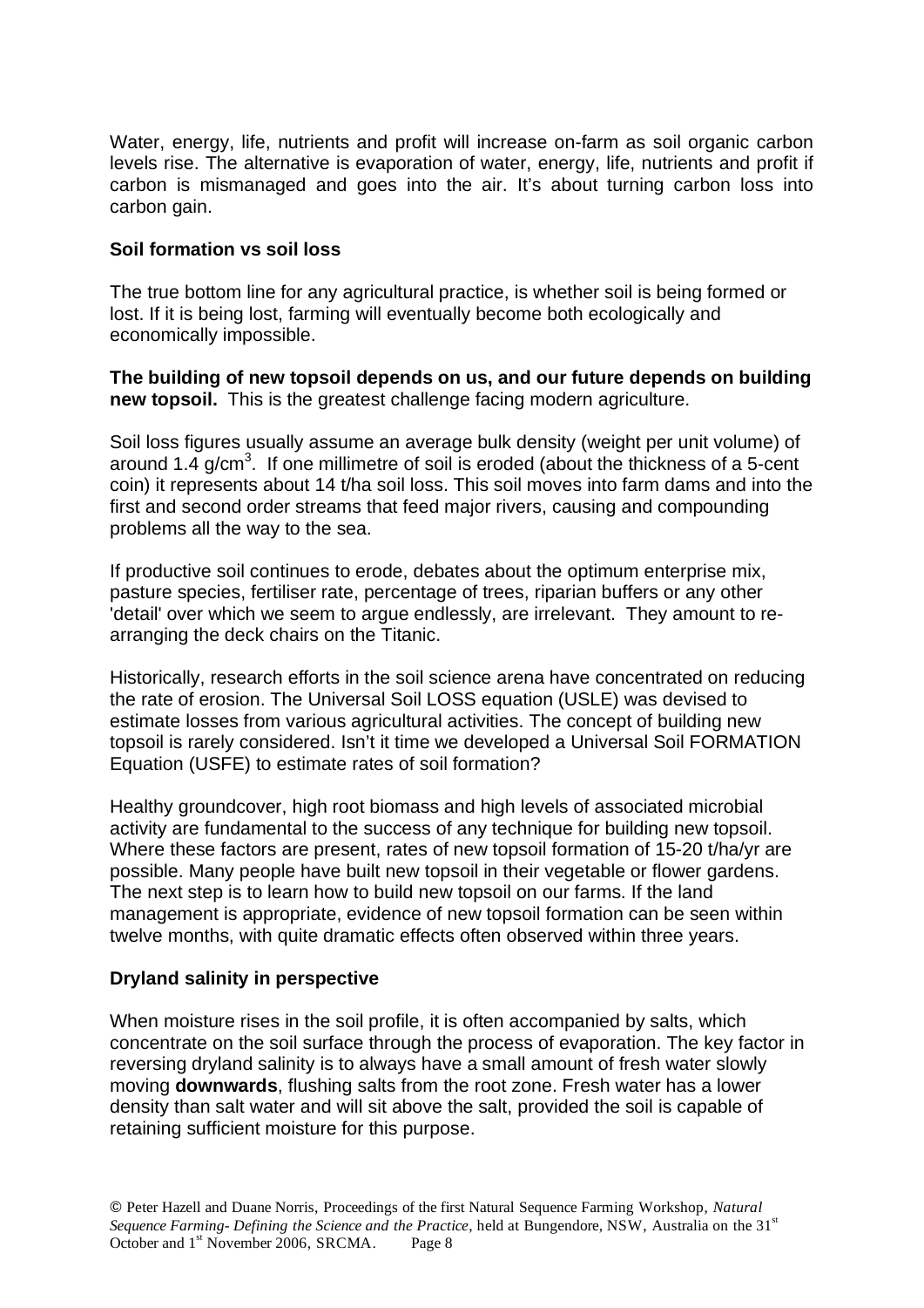Water, energy, life, nutrients and profit will increase on-farm as soil organic carbon levels rise. The alternative is evaporation of water, energy, life, nutrients and profit if carbon is mismanaged and goes into the air. It's about turning carbon loss into carbon gain.

**Soil formation vs soil loss**

The true bottom line for any agricultural practice, is whether soil is being formed or lost. If it is being lost, farming will eventually become both ecologically and economically impossible.

**The building of new topsoil depends on us, and our future depends on building new topsoil.** This is the greatest challenge facing modern agriculture.

Soil loss figures usually assume an average bulk density (weight per unit volume) of around 1.4 $g/cm^3$. If one millimetre of soil is eroded (about the thickness of a 5-cent coin) it represents about 14 t/ha soil loss. This soil moves into farm dams and into the first and second order streams that feed major rivers, causing and compounding problems all the way to the sea.

If productive soil continues to erode, debates about the optimum enterprise mix, pasture species, fertiliser rate, percentage of trees, riparian buffers or any other 'detail' over which we seem to argue endlessly, are irrelevant. They amount to re-arranging the deck chairs on the Titanic.

Historically, research efforts in the soil science arena have concentrated on reducing the rate of erosion. The Universal Soil LOSS equation (USLE) was devised to estimate losses from various agricultural activities. The concept of building new topsoil is rarely considered. Isn't it time we developed a Universal Soil FORMATION Equation (USFE) to estimate rates of soil formation?

Healthy groundcover, high root biomass and high levels of associated microbial activity are fundamental to the success of any technique for building new topsoil. Where these factors are present, rates of new topsoil formation of 15-20 t/ha/yr are possible. Many people have built new topsoil in their vegetable or flower gardens. The next step is to learn how to build new topsoil on our farms. If the land management is appropriate, evidence of new topsoil formation can be seen within twelve months, with quite dramatic effects often observed within three years.

**Dryland salinity in perspective**

When moisture rises in the soil profile, it is often accompanied by salts, which concentrate on the soil surface through the process of evaporation. The key factor in reversing dryland salinity is to always have a small amount of fresh water slowly moving **downwards**, flushing salts from the root zone. Fresh water has a lower density than salt water and will sit above the salt, provided the soil is capable of retaining sufficient moisture for this purpose.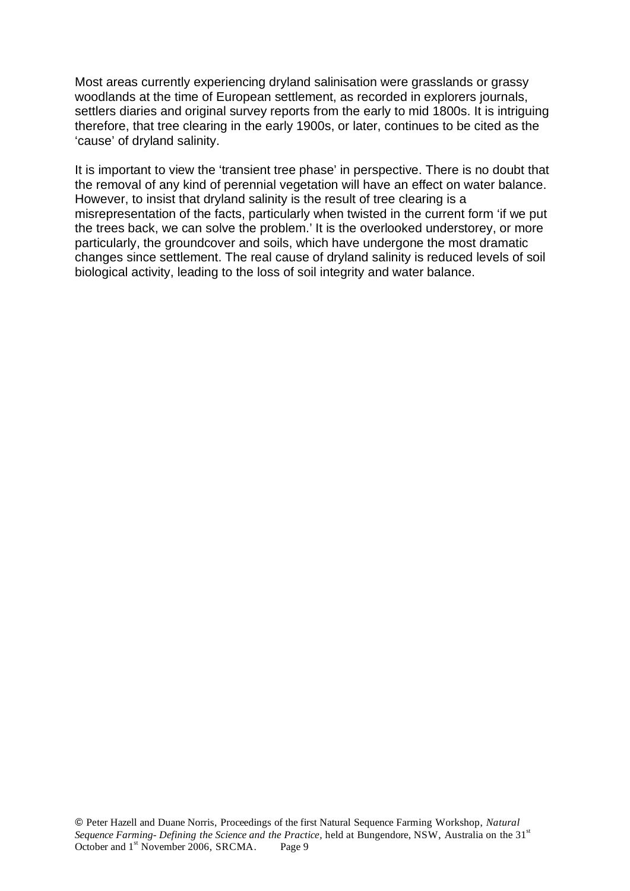Most areas currently experiencing dryland salinisation were grasslands or grassy woodlands at the time of European settlement, as recorded in explorers journals, settlers diaries and original survey reports from the early to mid 1800s. It is intriguing therefore, that tree clearing in the early 1900s, or later, continues to be cited as the 'cause' of dryland salinity.

It is important to view the 'transient tree phase' in perspective. There is no doubt that the removal of any kind of perennial vegetation will have an effect on water balance. However, to insist that dryland salinity is the result of tree clearing is a misrepresentation of the facts, particularly when twisted in the current form 'if we put the trees back, we can solve the problem.' It is the overlooked understorey, or more particularly, the groundcover and soils, which have undergone the most dramatic changes since settlement. The real cause of dryland salinity is reduced levels of soil biological activity, leading to the loss of soil integrity and water balance.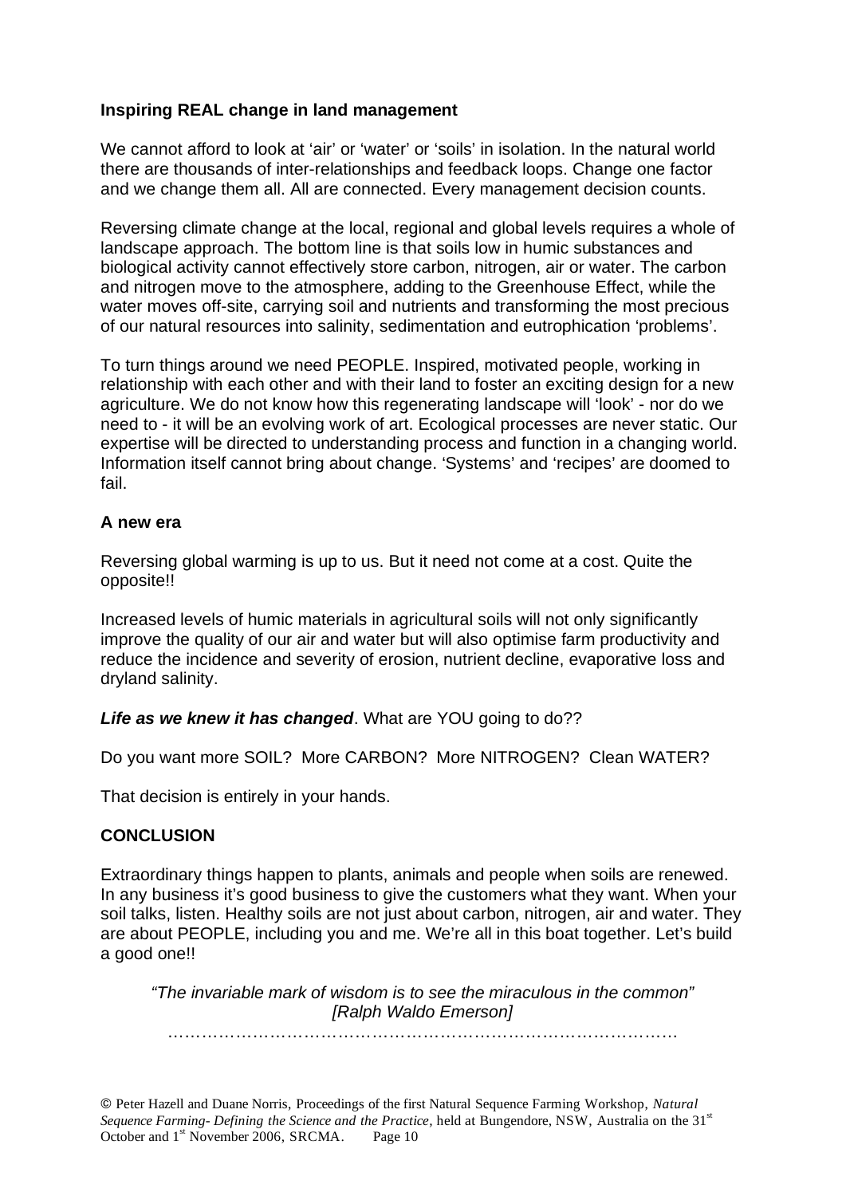**Inspiring REAL change in land management**

We cannot afford to look at 'air' or 'water' or 'soils' in isolation. In the natural world there are thousands of inter-relationships and feedback loops. Change one factor and we change them all. All are connected. Every management decision counts.

Reversing climate change at the local, regional and global levels requires a whole of landscape approach. The bottom line is that soils low in humic substances and biological activity cannot effectively store carbon, nitrogen, air or water. The carbon and nitrogen move to the atmosphere, adding to the Greenhouse Effect, while the water moves off-site, carrying soil and nutrients and transforming the most precious of our natural resources into salinity, sedimentation and eutrophication 'problems'.

To turn things around we need PEOPLE. Inspired, motivated people, working in relationship with each other and with their land to foster an exciting design for a new agriculture. We do not know how this regenerating landscape will 'look' - nor do we need to - it will be an evolving work of art. Ecological processes are never static. Our expertise will be directed to understanding process and function in a changing world. Information itself cannot bring about change. 'Systems' and 'recipes' are doomed to fail.

**A new era**

Reversing global warming is up to us. But it need not come at a cost. Quite the opposite!!

Increased levels of humic materials in agricultural soils will not only significantly improve the quality of our air and water but will also optimise farm productivity and reduce the incidence and severity of erosion, nutrient decline, evaporative loss and dryland salinity.

***Life as we knew it has changed***. What are YOU going to do??

Do you want more SOIL? More CARBON? More NITROGEN? Clean WATER?

That decision is entirely in your hands.

**CONCLUSION**

Extraordinary things happen to plants, animals and people when soils are renewed. In any business it's good business to give the customers what they want. When your soil talks, listen. Healthy soils are not just about carbon, nitrogen, air and water. They are about PEOPLE, including you and me. We're all in this boat together. Let's build a good one!!

*"The invariable mark of wisdom is to see the miraculous in the common"*
*[Ralph Waldo Emerson]*

……………………………………………………………………………

© Peter Hazell and Duane Norris, Proceedings of the first Natural Sequence Farming Workshop, *Natural Sequence Farming- Defining the Science and the Practice*, held at Bungendore, NSW, Australia on the 31st October and 1st November 2006, SRCMA.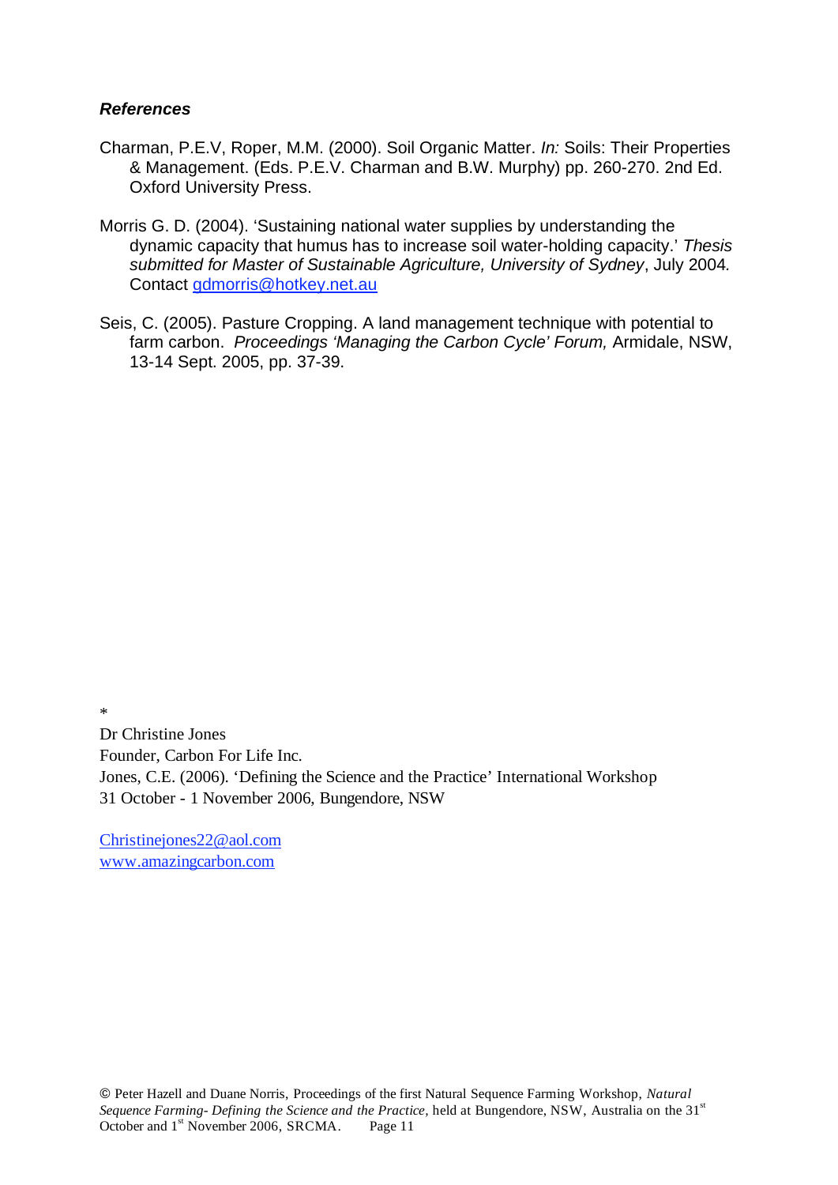### ***References***

Charman, P.E.V, Roper, M.M. (2000). Soil Organic Matter. *In:* Soils: Their Properties & Management. (Eds. P.E.V. Charman and B.W. Murphy) pp. 260-270. 2nd Ed. Oxford University Press.

Morris G. D. (2004). 'Sustaining national water supplies by understanding the dynamic capacity that humus has to increase soil water-holding capacity.' *Thesis submitted for Master of Sustainable Agriculture, University of Sydney*, July 2004. Contact gdmorris@hotkey.net.au

Seis, C. (2005). Pasture Cropping. A land management technique with potential to farm carbon. *Proceedings 'Managing the Carbon Cycle' Forum,* Armidale, NSW, 13-14 Sept. 2005, pp. 37-39.

*
Dr Christine Jones
Founder, Carbon For Life Inc.
Jones, C.E. (2006). 'Defining the Science and the Practice' International Workshop
31 October - 1 November 2006, Bungendore, NSW

Christinejones22@aol.com
www.amazingcarbon.com

© Peter Hazell and Duane Norris, Proceedings of the first Natural Sequence Farming Workshop, *Natural Sequence Farming- Defining the Science and the Practice*, held at Bungendore, NSW, Australia on the 31st October and 1st November 2006, SRCMA.